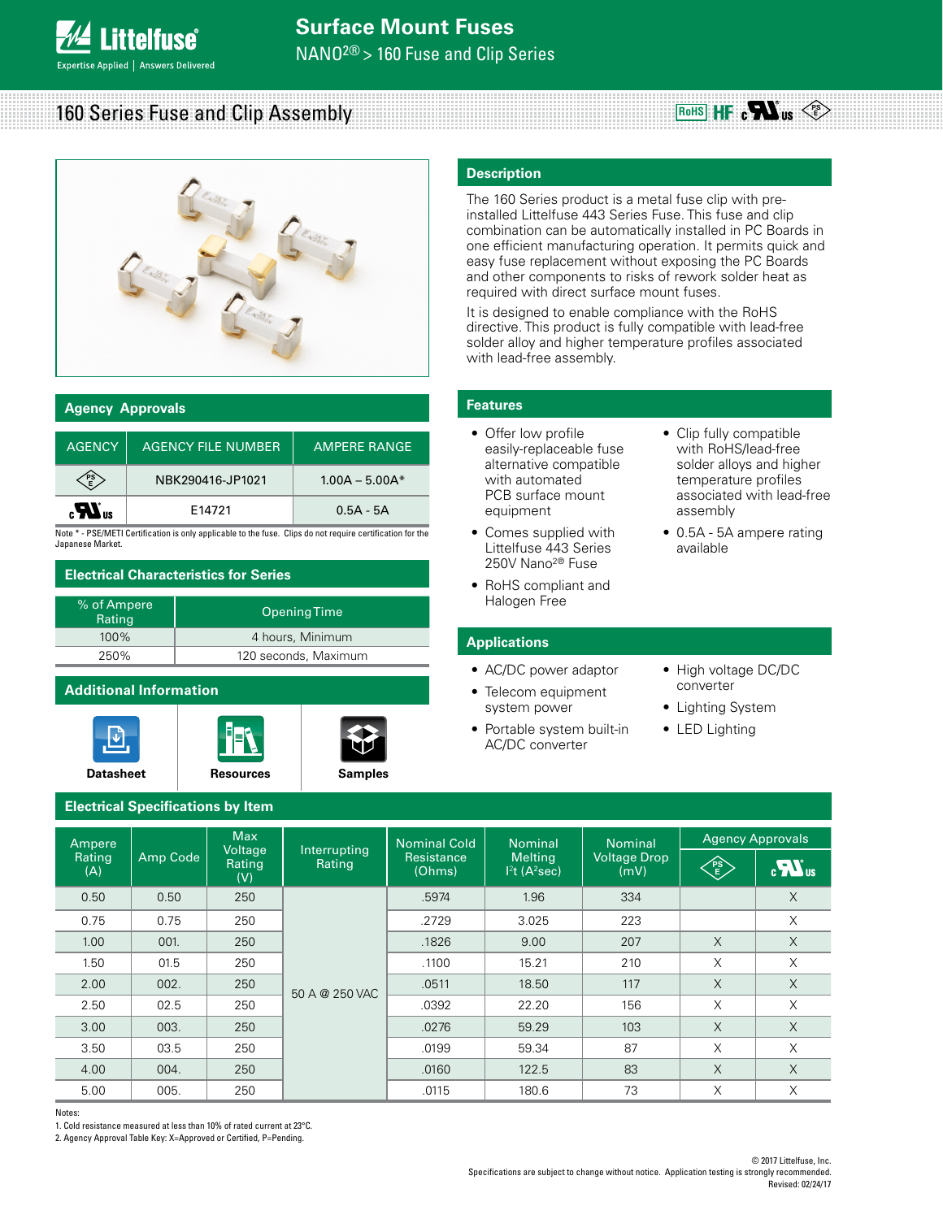# Surface Mount Fuses

NANO2® > 160 Fuse and Clip Series

## 160 Series Fuse and Clip Assembly

## Description

The 160 Series product is a metal fuse clip with pre-installed Littelfuse 443 Series Fuse. This fuse and clip combination can be automatically installed in PC Boards in one efficient manufacturing operation. It permits quick and easy fuse replacement without exposing the PC Boards and other components to risks of rework solder heat as required with direct surface mount fuses.

It is designed to enable compliance with the RoHS directive. This product is fully compatible with lead-free solder alloy and higher temperature profiles associated with lead-free assembly.

## Agency Approvals

| AGENCY | AGENCY FILE NUMBER | AMPERE RANGE |
|---|---|---|
| PSE | NBK290416-JP1021 | 1.00A – 5.00A* |
| cULus | E14721 | 0.5A - 5A |

Note * - PSE/METI Certification is only applicable to the fuse. Clips do not require certification for the Japanese Market.

## Electrical Characteristics for Series

| % of Ampere Rating | Opening Time |
|---|---|
| 100% | 4 hours, Minimum |
| 250% | 120 seconds, Maximum |

## Additional Information

Datasheet | Resources | Samples

## Features

- Offer low profile easily-replaceable fuse alternative compatible with automated PCB surface mount equipment
- Comes supplied with Littelfuse 443 Series 250V Nano2® Fuse
- RoHS compliant and Halogen Free
- Clip fully compatible with RoHS/lead-free solder alloys and higher temperature profiles associated with lead-free assembly
- 0.5A - 5A ampere rating available

## Applications

- AC/DC power adaptor
- Telecom equipment system power
- Portable system built-in AC/DC converter
- High voltage DC/DC converter
- Lighting System
- LED Lighting

## Electrical Specifications by Item

| Ampere Rating (A) | Amp Code | Max Voltage Rating (V) | Interrupting Rating | Nominal Cold Resistance (Ohms) | Nominal Melting $I^2t$ ($A^2sec$) | Nominal Voltage Drop (mV) | Agency Approvals | |
|---|---|---|---|---|---|---|---|---|
| | | | | | | | PSE | cULus |
| 0.50 | 0.50 | 250 | 50 A @ 250 VAC | .5974 | 1.96 | 334 | | X |
| 0.75 | 0.75 | 250 | 50 A @ 250 VAC | .2729 | 3.025 | 223 | | X |
| 1.00 | 001. | 250 | 50 A @ 250 VAC | .1826 | 9.00 | 207 | X | X |
| 1.50 | 01.5 | 250 | 50 A @ 250 VAC | .1100 | 15.21 | 210 | X | X |
| 2.00 | 002. | 250 | 50 A @ 250 VAC | .0511 | 18.50 | 117 | X | X |
| 2.50 | 02.5 | 250 | 50 A @ 250 VAC | .0392 | 22.20 | 156 | X | X |
| 3.00 | 003. | 250 | 50 A @ 250 VAC | .0276 | 59.29 | 103 | X | X |
| 3.50 | 03.5 | 250 | 50 A @ 250 VAC | .0199 | 59.34 | 87 | X | X |
| 4.00 | 004. | 250 | 50 A @ 250 VAC | .0160 | 122.5 | 83 | X | X |
| 5.00 | 005. | 250 | 50 A @ 250 VAC | .0115 | 180.6 | 73 | X | X |

Notes:
1. Cold resistance measured at less than 10% of rated current at 23°C.
2. Agency Approval Table Key: X=Approved or Certified, P=Pending.

© 2017 Littelfuse, Inc.
Specifications are subject to change without notice. Application testing is strongly recommended.
Revised: 02/24/17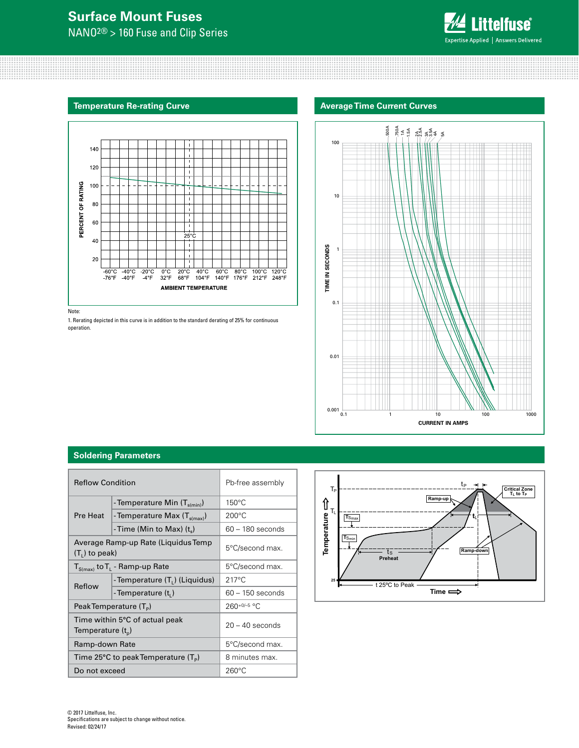## Temperature Re-rating Curve

Note:
1. Rerating depicted in this curve is in addition to the standard derating of 25% for continuous operation.

## Average Time Current Curves

## Soldering Parameters

| Reflow Condition | | Pb-free assembly |
|---|---|---|
| Pre Heat | - Temperature Min ($T_{s(min)}$) | 150°C |
| | - Temperature Max ($T_{s(max)}$) | 200°C |
| | - Time (Min to Max) ($t_s$) | 60 – 180 seconds |
| Average Ramp-up Rate (Liquidus Temp ($T_L$) to peak) | | 5°C/second max. |
| $T_{S(max)}$ to $T_L$ - Ramp-up Rate | | 5°C/second max. |
| Reflow | - Temperature ($T_L$) (Liquidus) | 217°C |
| | - Temperature ($t_L$) | 60 – 150 seconds |
| Peak Temperature ($T_P$) | | $260^{+0/-5}$ °C |
| Time within 5°C of actual peak Temperature ($t_p$) | | 20 – 40 seconds |
| Ramp-down Rate | | 5°C/second max. |
| Time 25°C to peak Temperature ($T_P$) | | 8 minutes max. |
| Do not exceed | | 260°C |

© 2017 Littelfuse, Inc.
Specifications are subject to change without notice.
Revised: 02/24/17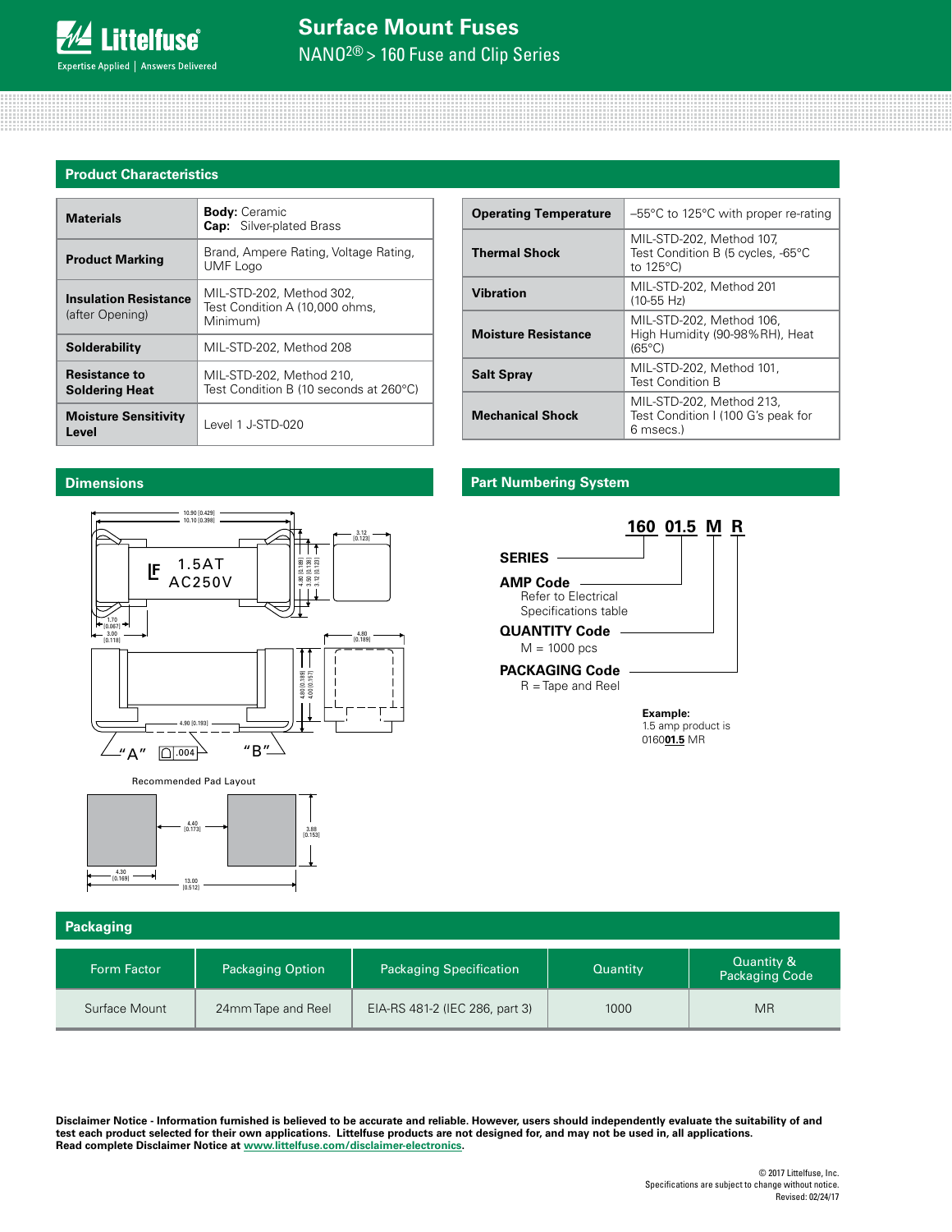## Product Characteristics

| | |
|---|---|
| **Materials** | **Body:** Ceramic<br>**Cap:** Silver-plated Brass |
| **Product Marking** | Brand, Ampere Rating, Voltage Rating, UMF Logo |
| **Insulation Resistance** (after Opening) | MIL-STD-202, Method 302, Test Condition A (10,000 ohms, Minimum) |
| **Solderability** | MIL-STD-202, Method 208 |
| **Resistance to Soldering Heat** | MIL-STD-202, Method 210, Test Condition B (10 seconds at 260°C) |
| **Moisture Sensitivity Level** | Level 1 J-STD-020 |

| | |
|---|---|
| **Operating Temperature** | –55°C to 125°C with proper re-rating |
| **Thermal Shock** | MIL-STD-202, Method 107, Test Condition B (5 cycles, -65°C to 125°C) |
| **Vibration** | MIL-STD-202, Method 201 (10-55 Hz) |
| **Moisture Resistance** | MIL-STD-202, Method 106, High Humidity (90-98%RH), Heat (65°C) |
| **Salt Spray** | MIL-STD-202, Method 101, Test Condition B |
| **Mechanical Shock** | MIL-STD-202, Method 213, Test Condition I (100 G's peak for 6 msecs.) |

## Dimensions

10.90 [0.429]
10.10 [0.398]
3.12 [0.123]
1.5AT
AC250V
4.80 [0.189]
3.50 [0.138]
3.12 [0.123]
1.70 [0.067]
3.00 [0.118]
4.80 [0.189]
4.80 [0.189]
4.00 [0.157]
4.90 [0.193]
"A"
.004
"B"

Recommended Pad Layout

4.40 [0.173]
3.88 [0.153]
4.30 [0.169]
13.00 [0.512]

## Part Numbering System

**160 01.5 M R**

**SERIES**

**AMP Code**
Refer to Electrical Specifications table

**QUANTITY Code**
M = 1000 pcs

**PACKAGING Code**
R = Tape and Reel

**Example:**
1.5 amp product is 0160**01.5** MR

## Packaging

| Form Factor | Packaging Option | Packaging Specification | Quantity | Quantity & Packaging Code |
|---|---|---|---|---|
| Surface Mount | 24mm Tape and Reel | EIA-RS 481-2 (IEC 286, part 3) | 1000 | MR |

**Disclaimer Notice - Information furnished is believed to be accurate and reliable. However, users should independently evaluate the suitability of and test each product selected for their own applications. Littelfuse products are not designed for, and may not be used in, all applications. Read complete Disclaimer Notice at www.littelfuse.com/disclaimer-electronics.**

© 2017 Littelfuse, Inc.
Specifications are subject to change without notice.
Revised: 02/24/17